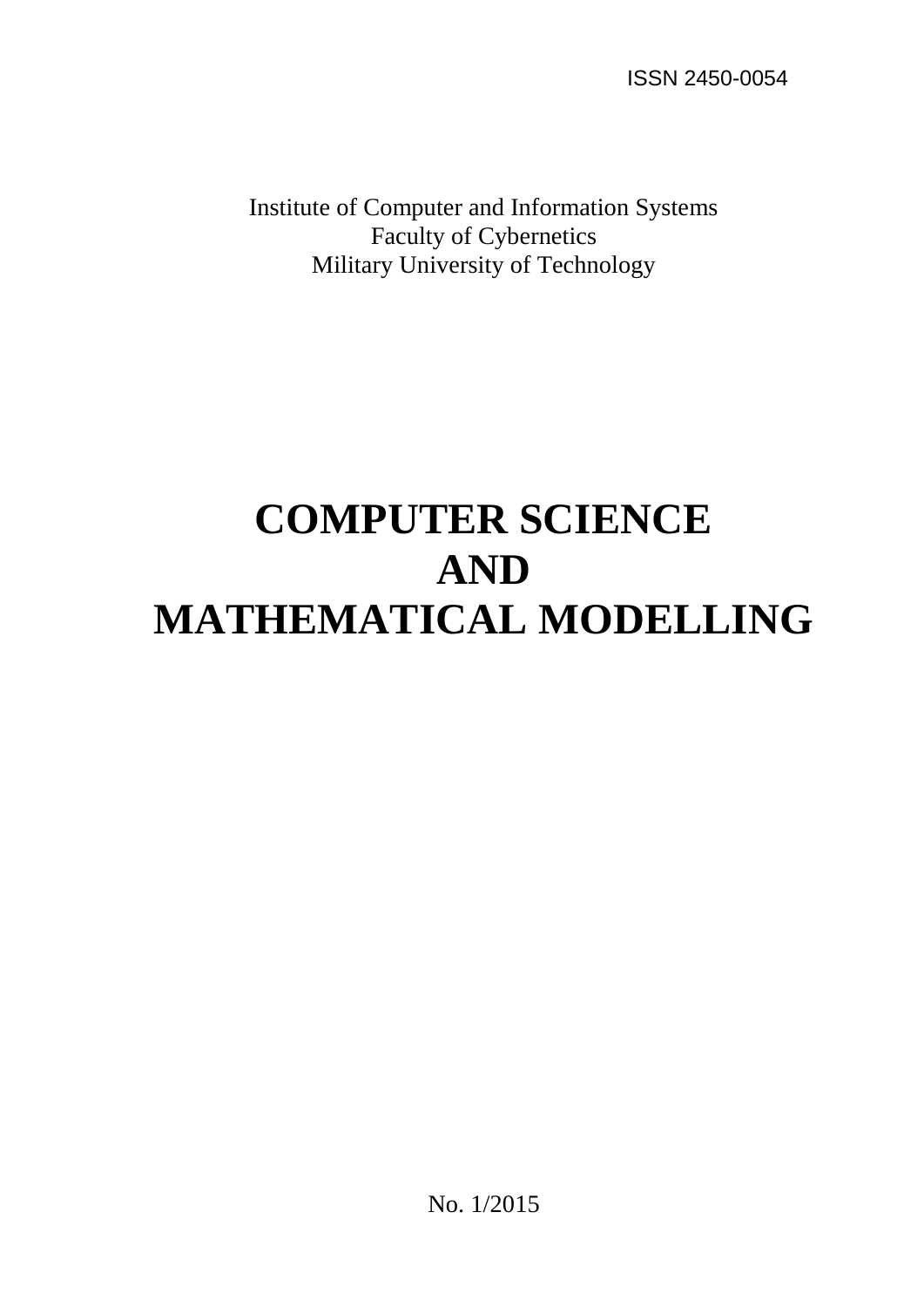ISSN 2450-0054

Institute of Computer and Information Systems
Faculty of Cybernetics
Military University of Technology

# COMPUTER SCIENCE AND MATHEMATICAL MODELLING

No. 1/2015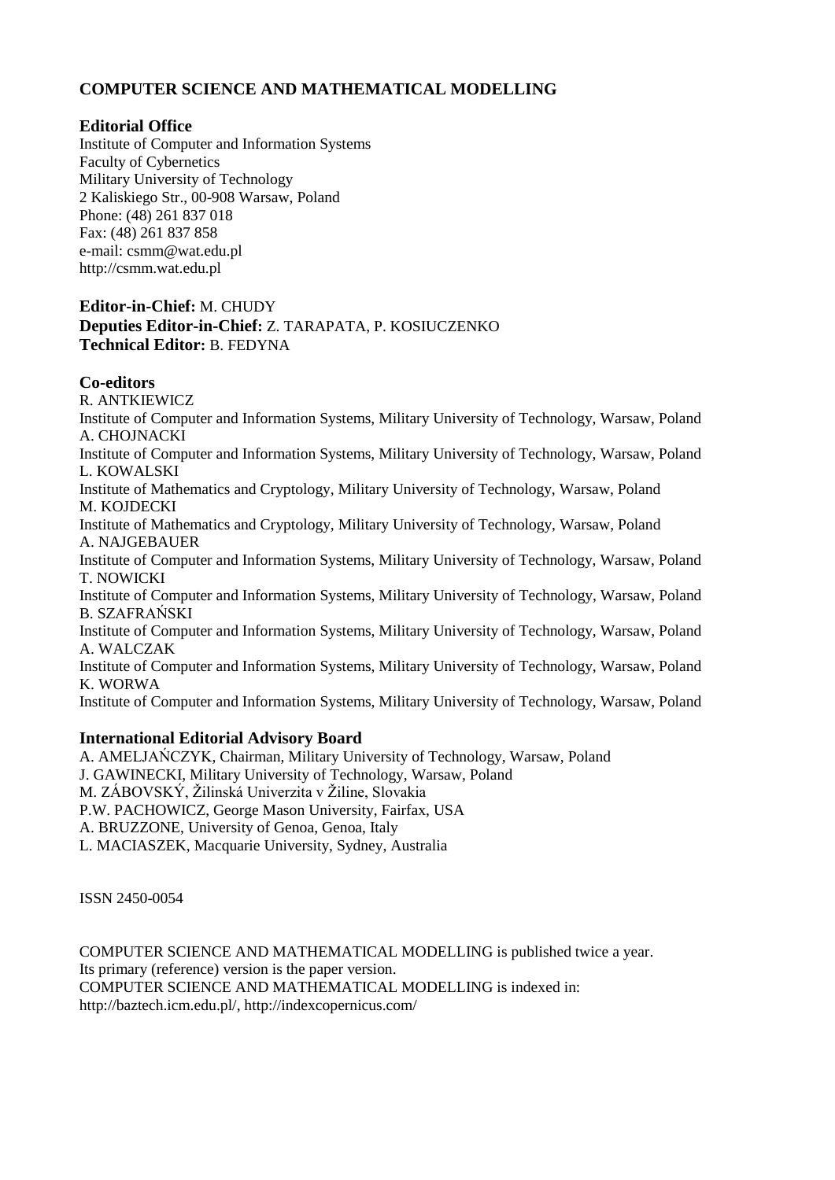# COMPUTER SCIENCE AND MATHEMATICAL MODELLING

## Editorial Office

Institute of Computer and Information Systems
Faculty of Cybernetics
Military University of Technology
2 Kaliskiego Str., 00-908 Warsaw, Poland
Phone: (48) 261 837 018
Fax: (48) 261 837 858
e-mail: csmm@wat.edu.pl
http://csmm.wat.edu.pl

**Editor-in-Chief:** M. CHUDY
**Deputies Editor-in-Chief:** Z. TARAPATA, P. KOSIUCZENKO
**Technical Editor:** B. FEDYNA

## Co-editors

R. ANTKIEWICZ
Institute of Computer and Information Systems, Military University of Technology, Warsaw, Poland
A. CHOJNACKI
Institute of Computer and Information Systems, Military University of Technology, Warsaw, Poland
L. KOWALSKI
Institute of Mathematics and Cryptology, Military University of Technology, Warsaw, Poland
M. KOJDECKI
Institute of Mathematics and Cryptology, Military University of Technology, Warsaw, Poland
A. NAJGEBAUER
Institute of Computer and Information Systems, Military University of Technology, Warsaw, Poland
T. NOWICKI
Institute of Computer and Information Systems, Military University of Technology, Warsaw, Poland
B. SZAFRAŃSKI
Institute of Computer and Information Systems, Military University of Technology, Warsaw, Poland
A. WALCZAK
Institute of Computer and Information Systems, Military University of Technology, Warsaw, Poland
K. WORWA
Institute of Computer and Information Systems, Military University of Technology, Warsaw, Poland

## International Editorial Advisory Board

A. AMELJAŃCZYK, Chairman, Military University of Technology, Warsaw, Poland
J. GAWINECKI, Military University of Technology, Warsaw, Poland
M. ZÁBOVSKÝ, Žilinská Univerzita v Žiline, Slovakia
P.W. PACHOWICZ, George Mason University, Fairfax, USA
A. BRUZZONE, University of Genoa, Genoa, Italy
L. MACIASZEK, Macquarie University, Sydney, Australia

ISSN 2450-0054

COMPUTER SCIENCE AND MATHEMATICAL MODELLING is published twice a year.
Its primary (reference) version is the paper version.
COMPUTER SCIENCE AND MATHEMATICAL MODELLING is indexed in:
http://baztech.icm.edu.pl/, http://indexcopernicus.com/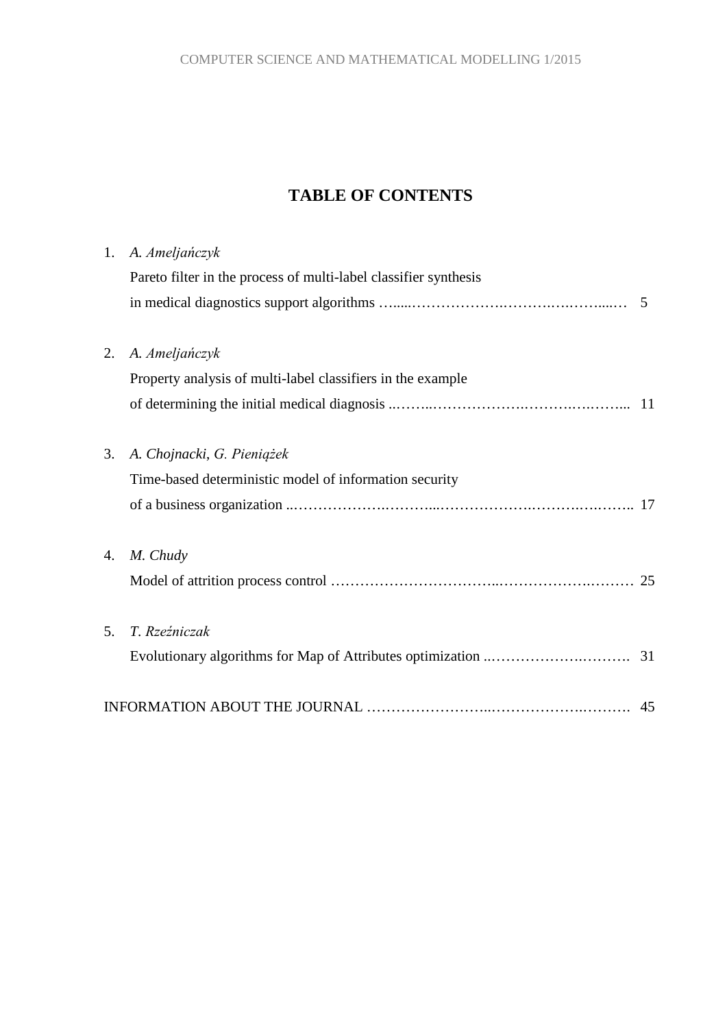# TABLE OF CONTENTS

1. *A. Ameljańczyk*
   Pareto filter in the process of multi-label classifier synthesis
   in medical diagnostics support algorithms …......……………….……….….……....… 5

2. *A. Ameljańczyk*
   Property analysis of multi-label classifiers in the example
   of determining the initial medical diagnosis ..……..……………….……….….……... 11

3. *A. Chojnacki*, *G. Pieniążek*
   Time-based deterministic model of information security
   of a business organization ..……………….………...……………….……….….…….. 17

4. *M. Chudy*
   Model of attrition process control ……………………………..…………….….……… 25

5. *T. Rzeźniczak*
   Evolutionary algorithms for Map of Attributes optimization ..…………….….………. 31

INFORMATION ABOUT THE JOURNAL …………………...…………….….………. 45